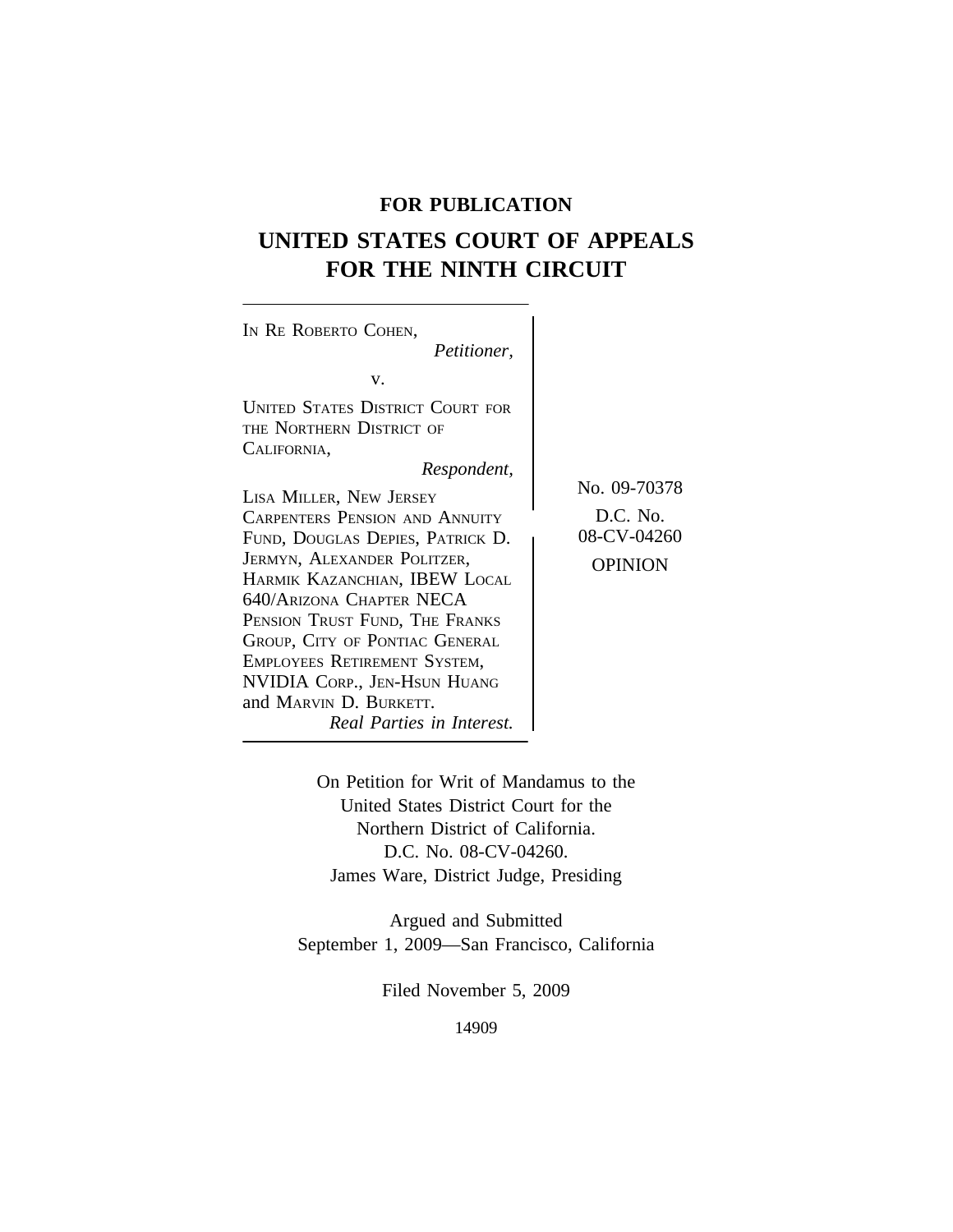**FOR PUBLICATION**

# UNITED STATES COURT OF APPEALS FOR THE NINTH CIRCUIT

IN RE ROBERTO COHEN,
*Petitioner,*

v.

UNITED STATES DISTRICT COURT FOR THE NORTHERN DISTRICT OF CALIFORNIA,
*Respondent,*

LISA MILLER, NEW JERSEY CARPENTERS PENSION AND ANNUITY FUND, DOUGLAS DEPIES, PATRICK D. JERMYN, ALEXANDER POLITZER, HARMIK KAZANCHIAN, IBEW LOCAL 640/ARIZONA CHAPTER NECA PENSION TRUST FUND, THE FRANKS GROUP, CITY OF PONTIAC GENERAL EMPLOYEES RETIREMENT SYSTEM, NVIDIA CORP., JEN-HSUN HUANG and MARVIN D. BURKETT.
*Real Parties in Interest.*

No. 09-70378

D.C. No. 08-CV-04260

OPINION

On Petition for Writ of Mandamus to the United States District Court for the Northern District of California.
D.C. No. 08-CV-04260.
James Ware, District Judge, Presiding

Argued and Submitted
September 1, 2009—San Francisco, California

Filed November 5, 2009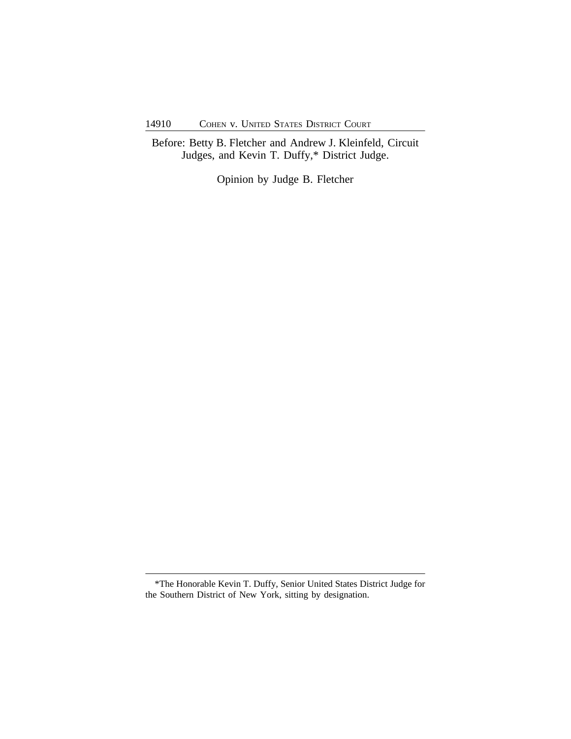Before: Betty B. Fletcher and Andrew J. Kleinfeld, Circuit Judges, and Kevin T. Duffy,* District Judge.

Opinion by Judge B. Fletcher

---

*The Honorable Kevin T. Duffy, Senior United States District Judge for the Southern District of New York, sitting by designation.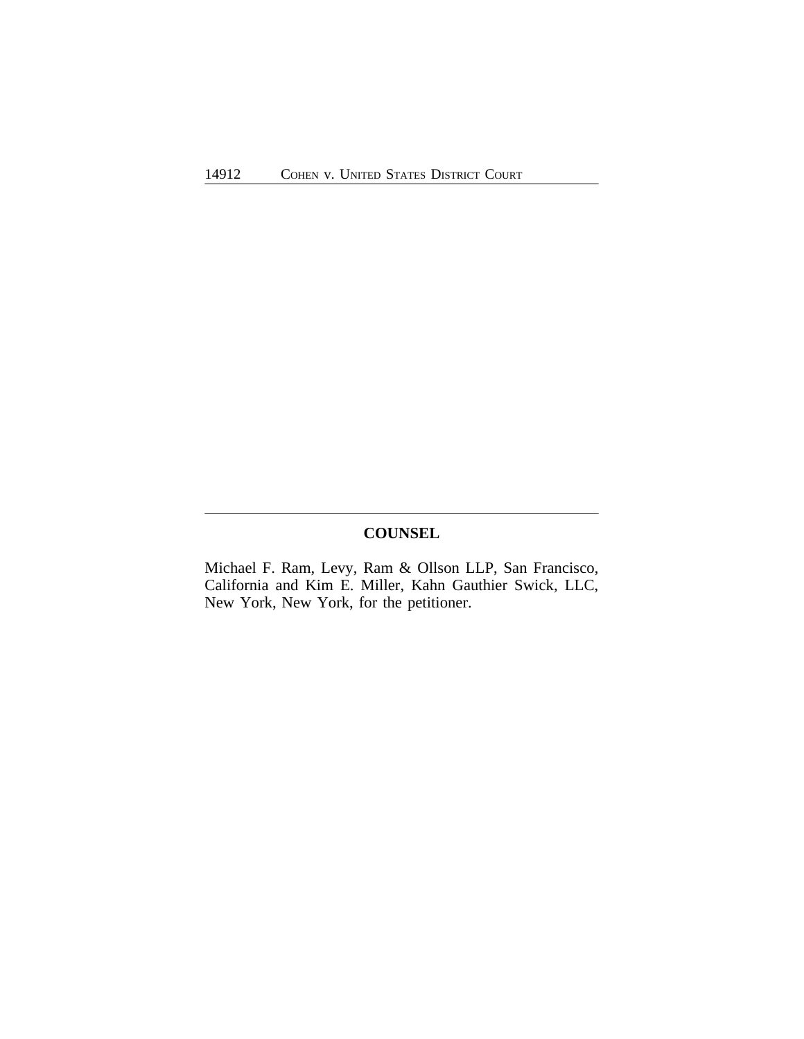## COUNSEL

Michael F. Ram, Levy, Ram & Ollson LLP, San Francisco, California and Kim E. Miller, Kahn Gauthier Swick, LLC, New York, New York, for the petitioner.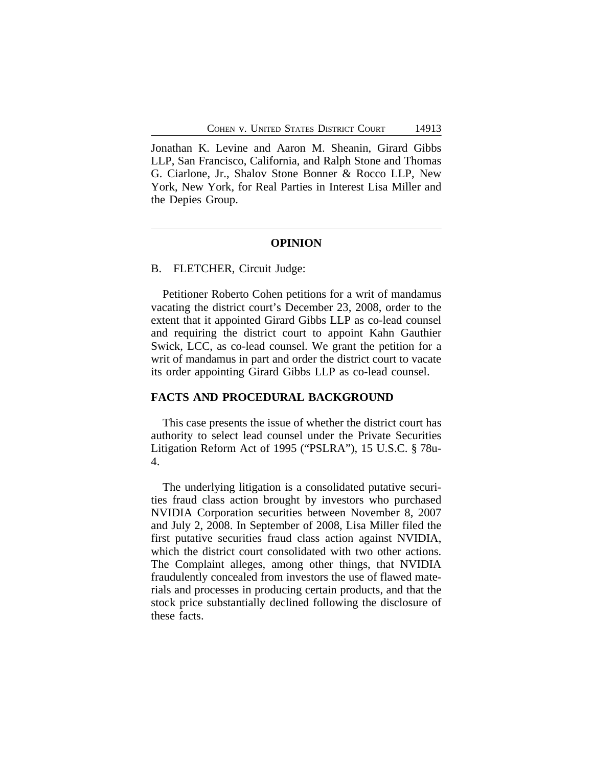Jonathan K. Levine and Aaron M. Sheanin, Girard Gibbs LLP, San Francisco, California, and Ralph Stone and Thomas G. Ciarlone, Jr., Shalov Stone Bonner & Rocco LLP, New York, New York, for Real Parties in Interest Lisa Miller and the Depies Group.

---

## OPINION

B. FLETCHER, Circuit Judge:

Petitioner Roberto Cohen petitions for a writ of mandamus vacating the district court's December 23, 2008, order to the extent that it appointed Girard Gibbs LLP as co-lead counsel and requiring the district court to appoint Kahn Gauthier Swick, LCC, as co-lead counsel. We grant the petition for a writ of mandamus in part and order the district court to vacate its order appointing Girard Gibbs LLP as co-lead counsel.

## FACTS AND PROCEDURAL BACKGROUND

This case presents the issue of whether the district court has authority to select lead counsel under the Private Securities Litigation Reform Act of 1995 ("PSLRA"), 15 U.S.C. § 78u-4.

The underlying litigation is a consolidated putative securities fraud class action brought by investors who purchased NVIDIA Corporation securities between November 8, 2007 and July 2, 2008. In September of 2008, Lisa Miller filed the first putative securities fraud class action against NVIDIA, which the district court consolidated with two other actions. The Complaint alleges, among other things, that NVIDIA fraudulently concealed from investors the use of flawed materials and processes in producing certain products, and that the stock price substantially declined following the disclosure of these facts.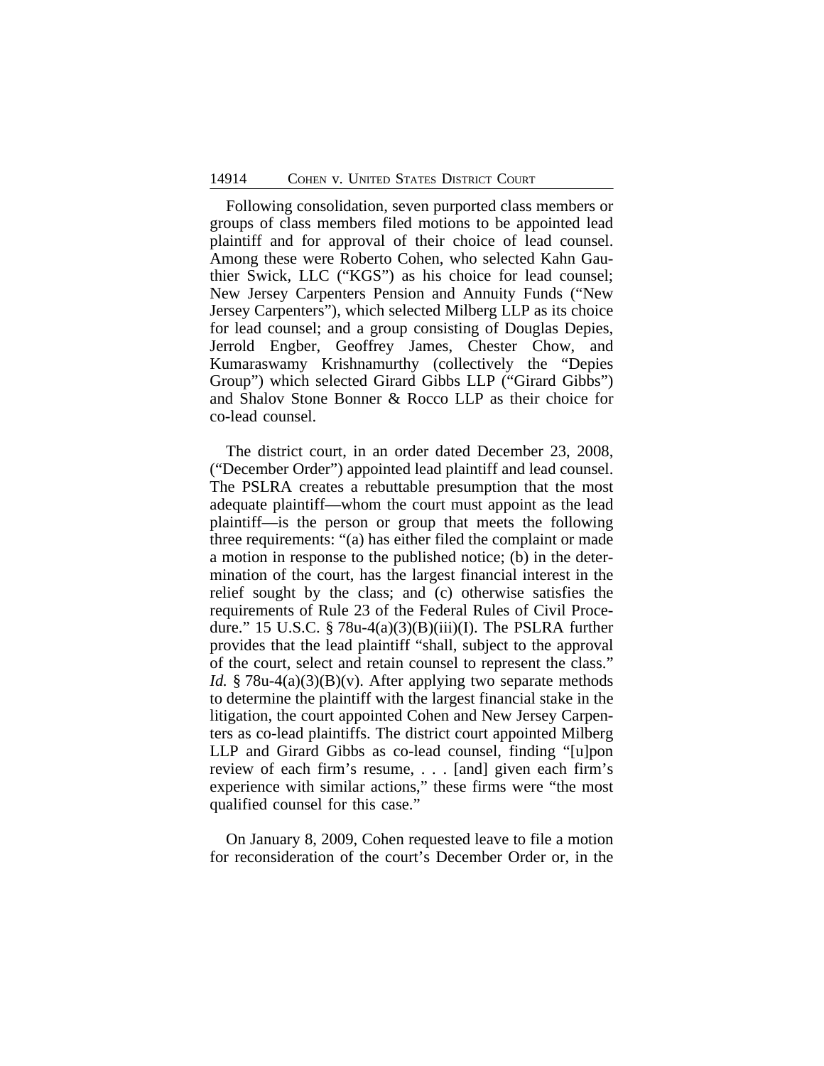Following consolidation, seven purported class members or groups of class members filed motions to be appointed lead plaintiff and for approval of their choice of lead counsel. Among these were Roberto Cohen, who selected Kahn Gauthier Swick, LLC ("KGS") as his choice for lead counsel; New Jersey Carpenters Pension and Annuity Funds ("New Jersey Carpenters"), which selected Milberg LLP as its choice for lead counsel; and a group consisting of Douglas Depies, Jerrold Engber, Geoffrey James, Chester Chow, and Kumaraswamy Krishnamurthy (collectively the "Depies Group") which selected Girard Gibbs LLP ("Girard Gibbs") and Shalov Stone Bonner & Rocco LLP as their choice for co-lead counsel.

The district court, in an order dated December 23, 2008, ("December Order") appointed lead plaintiff and lead counsel. The PSLRA creates a rebuttable presumption that the most adequate plaintiff—whom the court must appoint as the lead plaintiff—is the person or group that meets the following three requirements: "(a) has either filed the complaint or made a motion in response to the published notice; (b) in the determination of the court, has the largest financial interest in the relief sought by the class; and (c) otherwise satisfies the requirements of Rule 23 of the Federal Rules of Civil Procedure." 15 U.S.C. § 78u-4(a)(3)(B)(iii)(I). The PSLRA further provides that the lead plaintiff "shall, subject to the approval of the court, select and retain counsel to represent the class." *Id.* § 78u-4(a)(3)(B)(v). After applying two separate methods to determine the plaintiff with the largest financial stake in the litigation, the court appointed Cohen and New Jersey Carpenters as co-lead plaintiffs. The district court appointed Milberg LLP and Girard Gibbs as co-lead counsel, finding "[u]pon review of each firm's resume, . . . [and] given each firm's experience with similar actions," these firms were "the most qualified counsel for this case."

On January 8, 2009, Cohen requested leave to file a motion for reconsideration of the court's December Order or, in the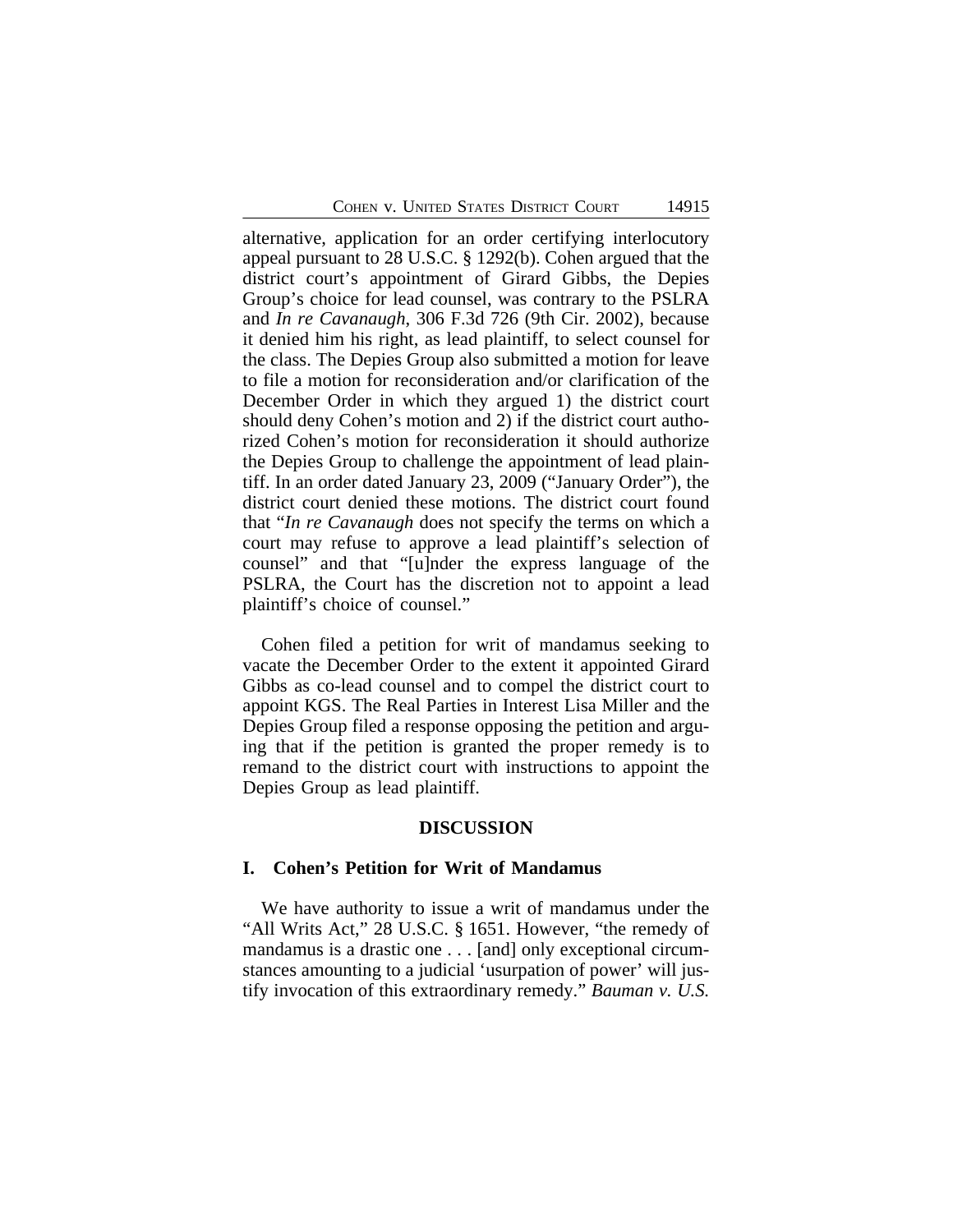alternative, application for an order certifying interlocutory appeal pursuant to 28 U.S.C. § 1292(b). Cohen argued that the district court's appointment of Girard Gibbs, the Depies Group's choice for lead counsel, was contrary to the PSLRA and *In re Cavanaugh*, 306 F.3d 726 (9th Cir. 2002), because it denied him his right, as lead plaintiff, to select counsel for the class. The Depies Group also submitted a motion for leave to file a motion for reconsideration and/or clarification of the December Order in which they argued 1) the district court should deny Cohen's motion and 2) if the district court authorized Cohen's motion for reconsideration it should authorize the Depies Group to challenge the appointment of lead plaintiff. In an order dated January 23, 2009 ("January Order"), the district court denied these motions. The district court found that "*In re Cavanaugh* does not specify the terms on which a court may refuse to approve a lead plaintiff's selection of counsel" and that "[u]nder the express language of the PSLRA, the Court has the discretion not to appoint a lead plaintiff's choice of counsel."

Cohen filed a petition for writ of mandamus seeking to vacate the December Order to the extent it appointed Girard Gibbs as co-lead counsel and to compel the district court to appoint KGS. The Real Parties in Interest Lisa Miller and the Depies Group filed a response opposing the petition and arguing that if the petition is granted the proper remedy is to remand to the district court with instructions to appoint the Depies Group as lead plaintiff.

## DISCUSSION

### I. Cohen's Petition for Writ of Mandamus

We have authority to issue a writ of mandamus under the "All Writs Act," 28 U.S.C. § 1651. However, "the remedy of mandamus is a drastic one . . . [and] only exceptional circumstances amounting to a judicial 'usurpation of power' will justify invocation of this extraordinary remedy." *Bauman v. U.S.*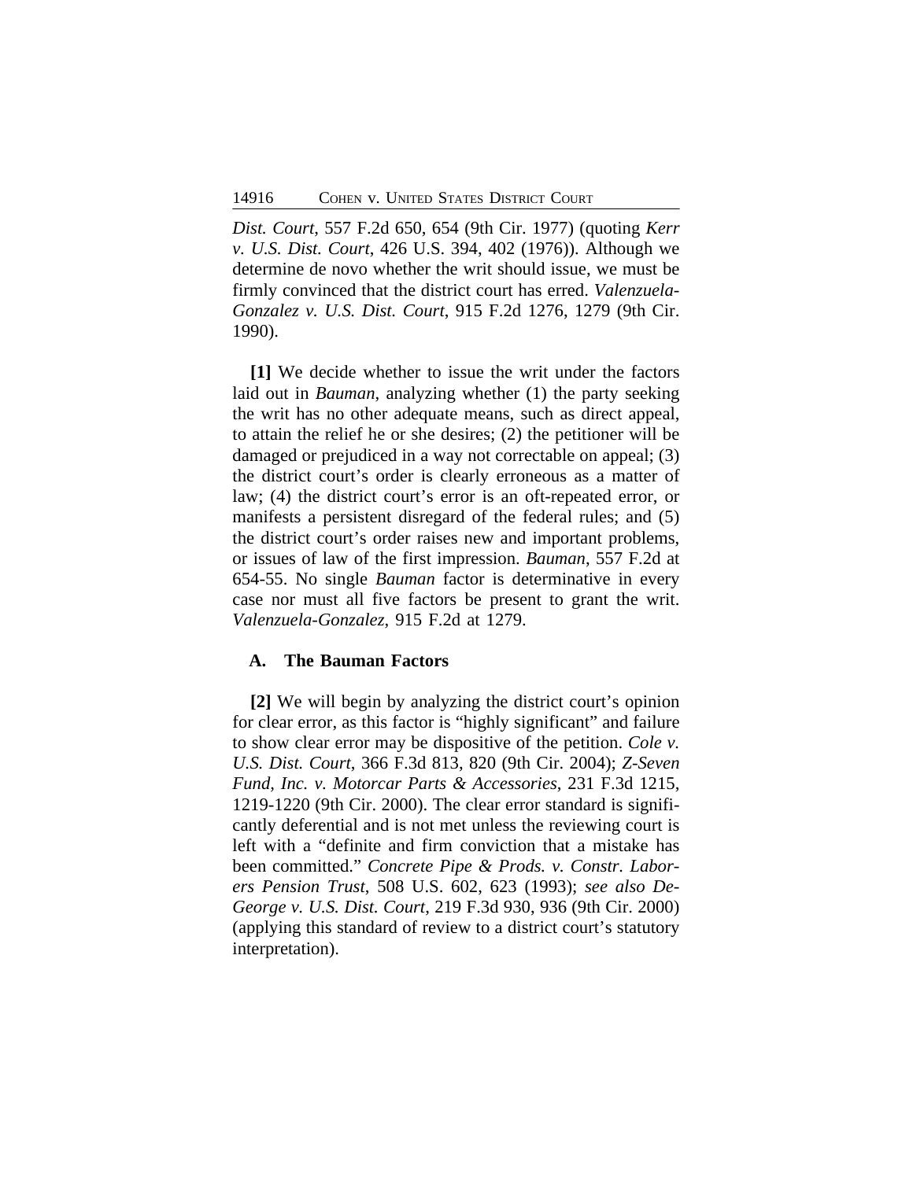*Dist. Court*, 557 F.2d 650, 654 (9th Cir. 1977) (quoting *Kerr v. U.S. Dist. Court*, 426 U.S. 394, 402 (1976)). Although we determine de novo whether the writ should issue, we must be firmly convinced that the district court has erred. *Valenzuela-Gonzalez v. U.S. Dist. Court*, 915 F.2d 1276, 1279 (9th Cir. 1990).

**[1]** We decide whether to issue the writ under the factors laid out in *Bauman*, analyzing whether (1) the party seeking the writ has no other adequate means, such as direct appeal, to attain the relief he or she desires; (2) the petitioner will be damaged or prejudiced in a way not correctable on appeal; (3) the district court's order is clearly erroneous as a matter of law; (4) the district court's error is an oft-repeated error, or manifests a persistent disregard of the federal rules; and (5) the district court's order raises new and important problems, or issues of law of the first impression. *Bauman*, 557 F.2d at 654-55. No single *Bauman* factor is determinative in every case nor must all five factors be present to grant the writ. *Valenzuela-Gonzalez*, 915 F.2d at 1279.

### A. The Bauman Factors

**[2]** We will begin by analyzing the district court's opinion for clear error, as this factor is "highly significant" and failure to show clear error may be dispositive of the petition. *Cole v. U.S. Dist. Court*, 366 F.3d 813, 820 (9th Cir. 2004); *Z-Seven Fund, Inc. v. Motorcar Parts & Accessories*, 231 F.3d 1215, 1219-1220 (9th Cir. 2000). The clear error standard is significantly deferential and is not met unless the reviewing court is left with a "definite and firm conviction that a mistake has been committed." *Concrete Pipe & Prods. v. Constr. Laborers Pension Trust*, 508 U.S. 602, 623 (1993); *see also DeGeorge v. U.S. Dist. Court*, 219 F.3d 930, 936 (9th Cir. 2000) (applying this standard of review to a district court's statutory interpretation).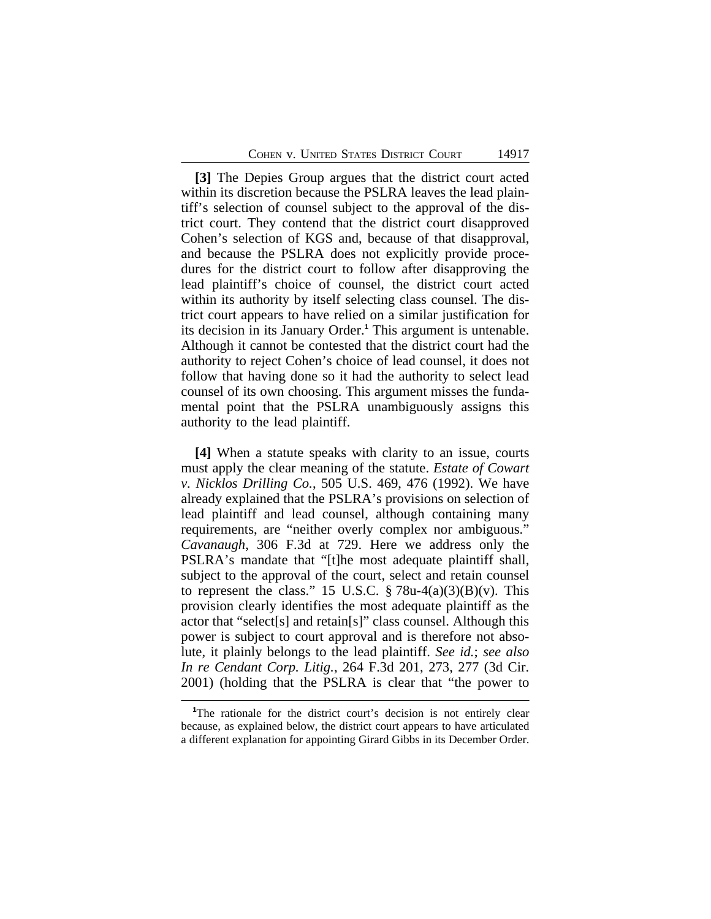**[3]** The Depies Group argues that the district court acted within its discretion because the PSLRA leaves the lead plaintiff's selection of counsel subject to the approval of the district court. They contend that the district court disapproved Cohen's selection of KGS and, because of that disapproval, and because the PSLRA does not explicitly provide procedures for the district court to follow after disapproving the lead plaintiff's choice of counsel, the district court acted within its authority by itself selecting class counsel. The district court appears to have relied on a similar justification for its decision in its January Order.[1] This argument is untenable. Although it cannot be contested that the district court had the authority to reject Cohen's choice of lead counsel, it does not follow that having done so it had the authority to select lead counsel of its own choosing. This argument misses the fundamental point that the PSLRA unambiguously assigns this authority to the lead plaintiff.

**[4]** When a statute speaks with clarity to an issue, courts must apply the clear meaning of the statute. *Estate of Cowart v. Nicklos Drilling Co.*, 505 U.S. 469, 476 (1992). We have already explained that the PSLRA's provisions on selection of lead plaintiff and lead counsel, although containing many requirements, are "neither overly complex nor ambiguous." *Cavanaugh*, 306 F.3d at 729. Here we address only the PSLRA's mandate that "[t]he most adequate plaintiff shall, subject to the approval of the court, select and retain counsel to represent the class." 15 U.S.C. § 78u-4(a)(3)(B)(v). This provision clearly identifies the most adequate plaintiff as the actor that "select[s] and retain[s]" class counsel. Although this power is subject to court approval and is therefore not absolute, it plainly belongs to the lead plaintiff. *See id.*; *see also In re Cendant Corp. Litig.*, 264 F.3d 201, 273, 277 (3d Cir. 2001) (holding that the PSLRA is clear that "the power to

---

[1] The rationale for the district court's decision is not entirely clear because, as explained below, the district court appears to have articulated a different explanation for appointing Girard Gibbs in its December Order.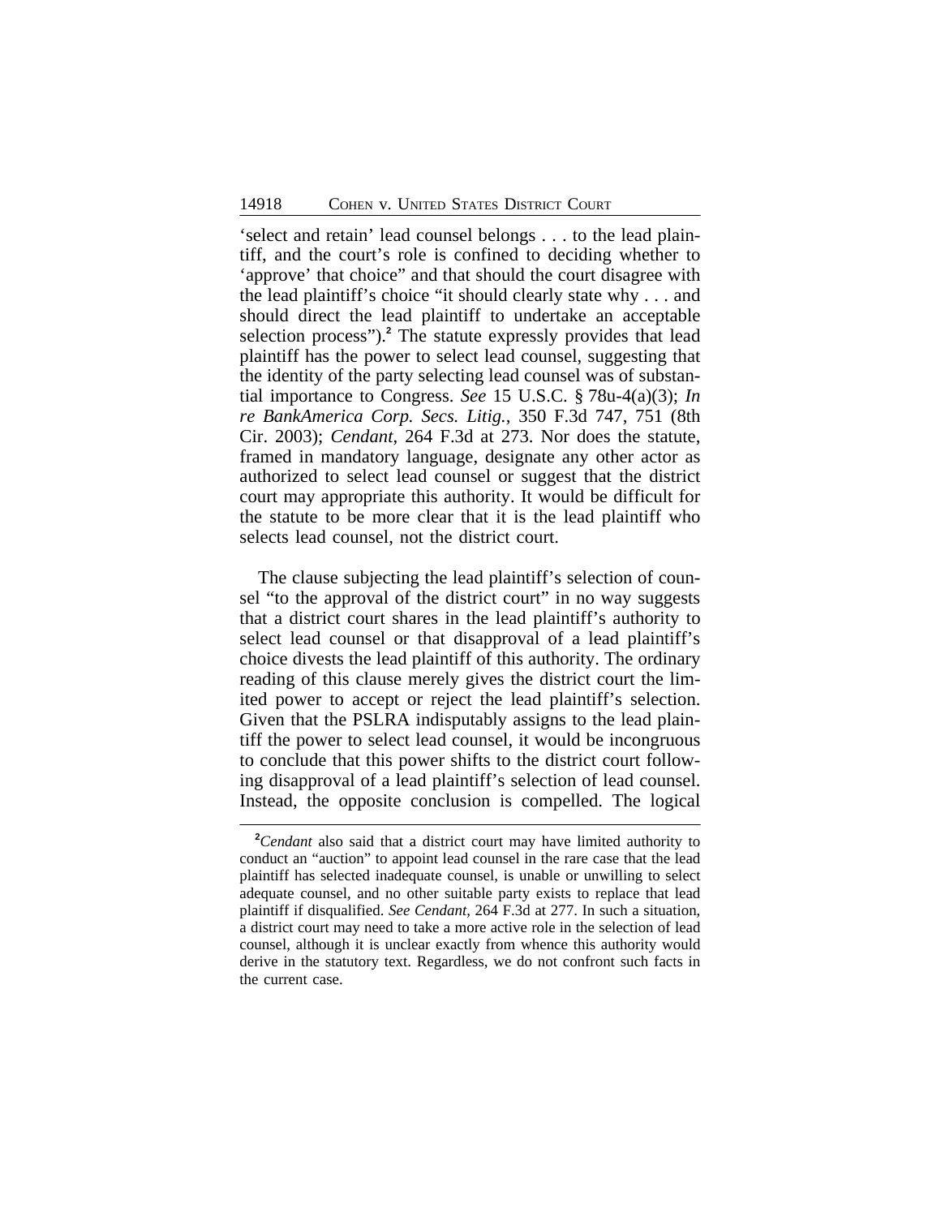'select and retain' lead counsel belongs . . . to the lead plaintiff, and the court's role is confined to deciding whether to 'approve' that choice" and that should the court disagree with the lead plaintiff's choice "it should clearly state why . . . and should direct the lead plaintiff to undertake an acceptable selection process").[2] The statute expressly provides that lead plaintiff has the power to select lead counsel, suggesting that the identity of the party selecting lead counsel was of substantial importance to Congress. *See* 15 U.S.C. § 78u-4(a)(3); *In re BankAmerica Corp. Secs. Litig.*, 350 F.3d 747, 751 (8th Cir. 2003); *Cendant*, 264 F.3d at 273. Nor does the statute, framed in mandatory language, designate any other actor as authorized to select lead counsel or suggest that the district court may appropriate this authority. It would be difficult for the statute to be more clear that it is the lead plaintiff who selects lead counsel, not the district court.

The clause subjecting the lead plaintiff's selection of counsel "to the approval of the district court" in no way suggests that a district court shares in the lead plaintiff's authority to select lead counsel or that disapproval of a lead plaintiff's choice divests the lead plaintiff of this authority. The ordinary reading of this clause merely gives the district court the limited power to accept or reject the lead plaintiff's selection. Given that the PSLRA indisputably assigns to the lead plaintiff the power to select lead counsel, it would be incongruous to conclude that this power shifts to the district court following disapproval of a lead plaintiff's selection of lead counsel. Instead, the opposite conclusion is compelled. The logical

[2]*Cendant* also said that a district court may have limited authority to conduct an "auction" to appoint lead counsel in the rare case that the lead plaintiff has selected inadequate counsel, is unable or unwilling to select adequate counsel, and no other suitable party exists to replace that lead plaintiff if disqualified. *See Cendant*, 264 F.3d at 277. In such a situation, a district court may need to take a more active role in the selection of lead counsel, although it is unclear exactly from whence this authority would derive in the statutory text. Regardless, we do not confront such facts in the current case.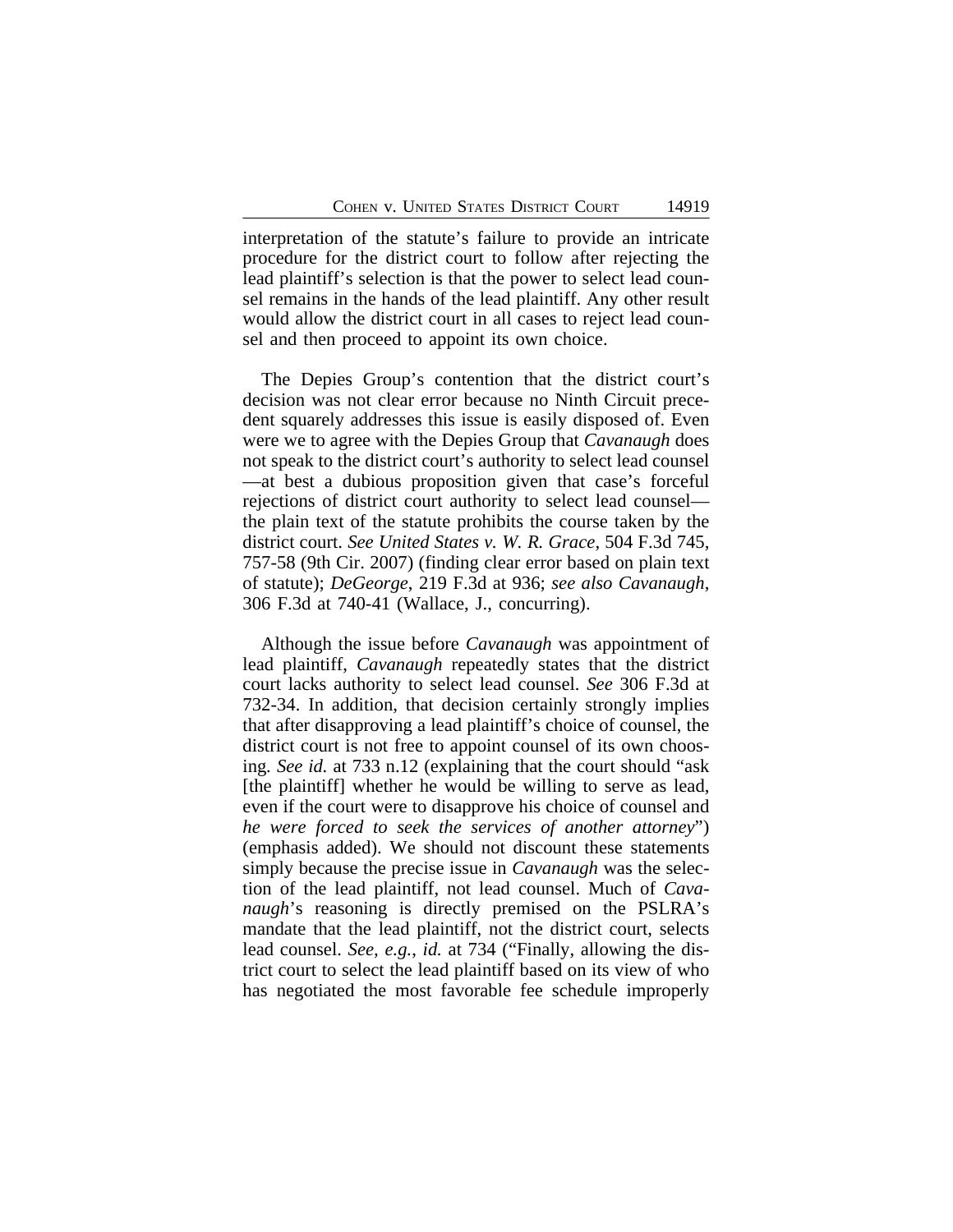interpretation of the statute's failure to provide an intricate procedure for the district court to follow after rejecting the lead plaintiff's selection is that the power to select lead counsel remains in the hands of the lead plaintiff. Any other result would allow the district court in all cases to reject lead counsel and then proceed to appoint its own choice.

The Depies Group's contention that the district court's decision was not clear error because no Ninth Circuit precedent squarely addresses this issue is easily disposed of. Even were we to agree with the Depies Group that *Cavanaugh* does not speak to the district court's authority to select lead counsel —at best a dubious proposition given that case's forceful rejections of district court authority to select lead counsel— the plain text of the statute prohibits the course taken by the district court. *See United States v. W. R. Grace*, 504 F.3d 745, 757-58 (9th Cir. 2007) (finding clear error based on plain text of statute); *DeGeorge*, 219 F.3d at 936; *see also Cavanaugh*, 306 F.3d at 740-41 (Wallace, J., concurring).

Although the issue before *Cavanaugh* was appointment of lead plaintiff, *Cavanaugh* repeatedly states that the district court lacks authority to select lead counsel. *See* 306 F.3d at 732-34. In addition, that decision certainly strongly implies that after disapproving a lead plaintiff's choice of counsel, the district court is not free to appoint counsel of its own choosing. *See id.* at 733 n.12 (explaining that the court should "ask [the plaintiff] whether he would be willing to serve as lead, even if the court were to disapprove his choice of counsel and *he were forced to seek the services of another attorney*") (emphasis added). We should not discount these statements simply because the precise issue in *Cavanaugh* was the selection of the lead plaintiff, not lead counsel. Much of *Cavanaugh*'s reasoning is directly premised on the PSLRA's mandate that the lead plaintiff, not the district court, selects lead counsel. *See, e.g.*, *id.* at 734 ("Finally, allowing the district court to select the lead plaintiff based on its view of who has negotiated the most favorable fee schedule improperly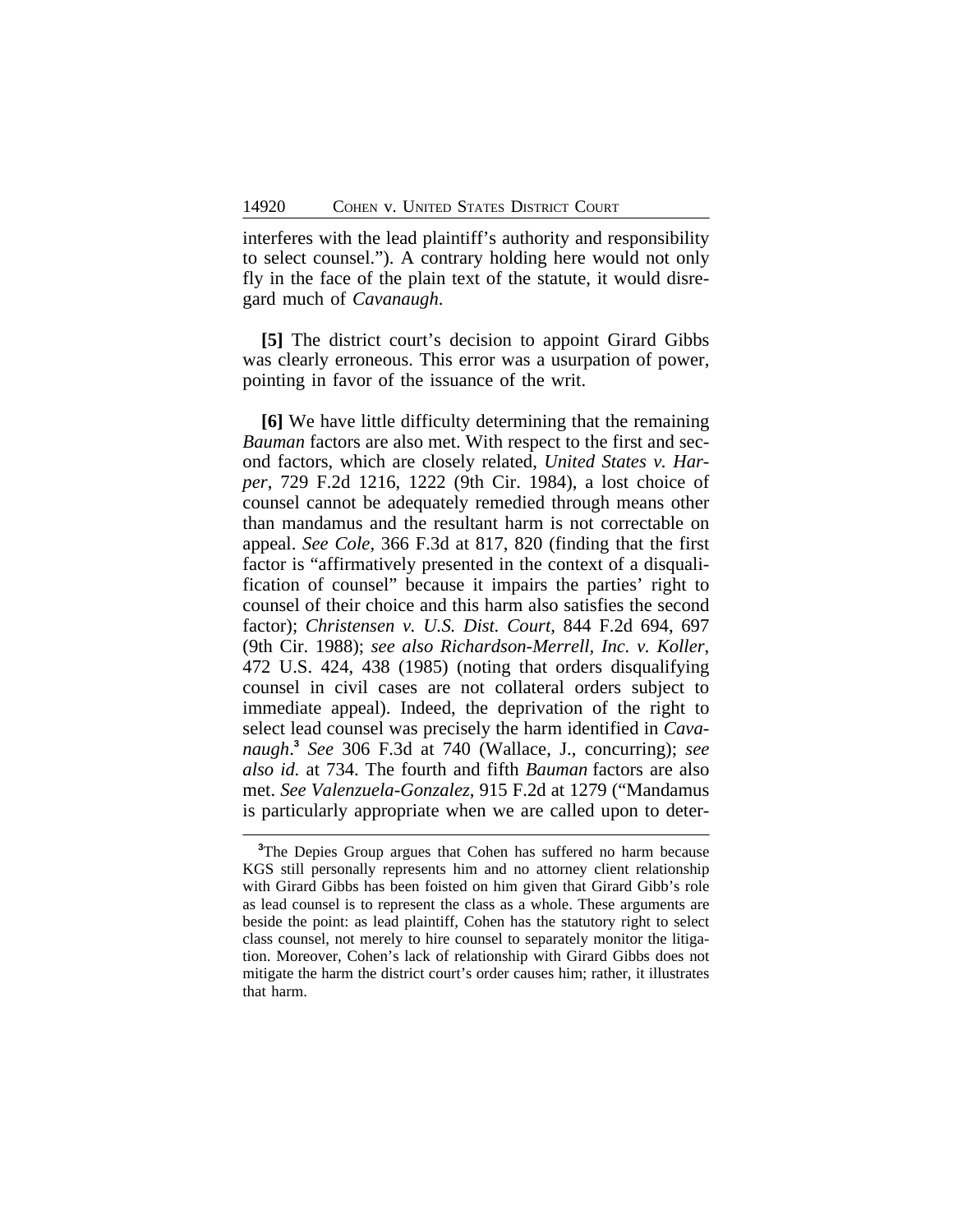interferes with the lead plaintiff's authority and responsibility to select counsel."). A contrary holding here would not only fly in the face of the plain text of the statute, it would disregard much of *Cavanaugh*.

**[5]** The district court's decision to appoint Girard Gibbs was clearly erroneous. This error was a usurpation of power, pointing in favor of the issuance of the writ.

**[6]** We have little difficulty determining that the remaining *Bauman* factors are also met. With respect to the first and second factors, which are closely related, *United States v. Harper*, 729 F.2d 1216, 1222 (9th Cir. 1984), a lost choice of counsel cannot be adequately remedied through means other than mandamus and the resultant harm is not correctable on appeal. *See Cole*, 366 F.3d at 817, 820 (finding that the first factor is "affirmatively presented in the context of a disqualification of counsel" because it impairs the parties' right to counsel of their choice and this harm also satisfies the second factor); *Christensen v. U.S. Dist. Court*, 844 F.2d 694, 697 (9th Cir. 1988); *see also Richardson-Merrell, Inc. v. Koller*, 472 U.S. 424, 438 (1985) (noting that orders disqualifying counsel in civil cases are not collateral orders subject to immediate appeal). Indeed, the deprivation of the right to select lead counsel was precisely the harm identified in *Cavanaugh*.[3] *See* 306 F.3d at 740 (Wallace, J., concurring); *see also id.* at 734. The fourth and fifth *Bauman* factors are also met. *See Valenzuela-Gonzalez*, 915 F.2d at 1279 ("Mandamus is particularly appropriate when we are called upon to deter-

[3]The Depies Group argues that Cohen has suffered no harm because KGS still personally represents him and no attorney client relationship with Girard Gibbs has been foisted on him given that Girard Gibb's role as lead counsel is to represent the class as a whole. These arguments are beside the point: as lead plaintiff, Cohen has the statutory right to select class counsel, not merely to hire counsel to separately monitor the litigation. Moreover, Cohen's lack of relationship with Girard Gibbs does not mitigate the harm the district court's order causes him; rather, it illustrates that harm.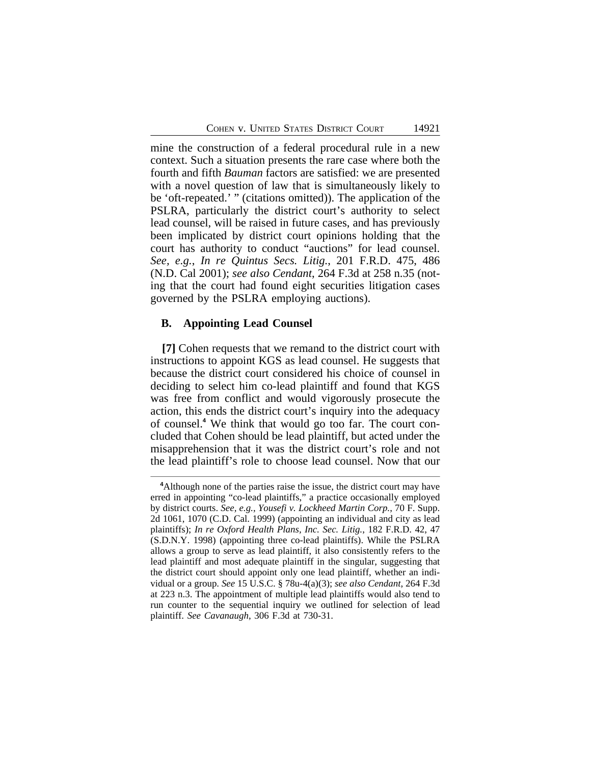mine the construction of a federal procedural rule in a new context. Such a situation presents the rare case where both the fourth and fifth *Bauman* factors are satisfied: we are presented with a novel question of law that is simultaneously likely to be 'oft-repeated.' " (citations omitted)). The application of the PSLRA, particularly the district court's authority to select lead counsel, will be raised in future cases, and has previously been implicated by district court opinions holding that the court has authority to conduct "auctions" for lead counsel. *See, e.g.*, *In re Quintus Secs. Litig.*, 201 F.R.D. 475, 486 (N.D. Cal 2001); *see also Cendant*, 264 F.3d at 258 n.35 (noting that the court had found eight securities litigation cases governed by the PSLRA employing auctions).

## B. Appointing Lead Counsel

**[7]** Cohen requests that we remand to the district court with instructions to appoint KGS as lead counsel. He suggests that because the district court considered his choice of counsel in deciding to select him co-lead plaintiff and found that KGS was free from conflict and would vigorously prosecute the action, this ends the district court's inquiry into the adequacy of counsel.[4] We think that would go too far. The court concluded that Cohen should be lead plaintiff, but acted under the misapprehension that it was the district court's role and not the lead plaintiff's role to choose lead counsel. Now that our

---

[4]Although none of the parties raise the issue, the district court may have erred in appointing "co-lead plaintiffs," a practice occasionally employed by district courts. *See, e.g.*, *Yousefi v. Lockheed Martin Corp.*, 70 F. Supp. 2d 1061, 1070 (C.D. Cal. 1999) (appointing an individual and city as lead plaintiffs); *In re Oxford Health Plans, Inc. Sec. Litig.*, 182 F.R.D. 42, 47 (S.D.N.Y. 1998) (appointing three co-lead plaintiffs). While the PSLRA allows a group to serve as lead plaintiff, it also consistently refers to the lead plaintiff and most adequate plaintiff in the singular, suggesting that the district court should appoint only one lead plaintiff, whether an individual or a group. *See* 15 U.S.C. § 78u-4(a)(3); *see also Cendant*, 264 F.3d at 223 n.3. The appointment of multiple lead plaintiffs would also tend to run counter to the sequential inquiry we outlined for selection of lead plaintiff. *See Cavanaugh*, 306 F.3d at 730-31.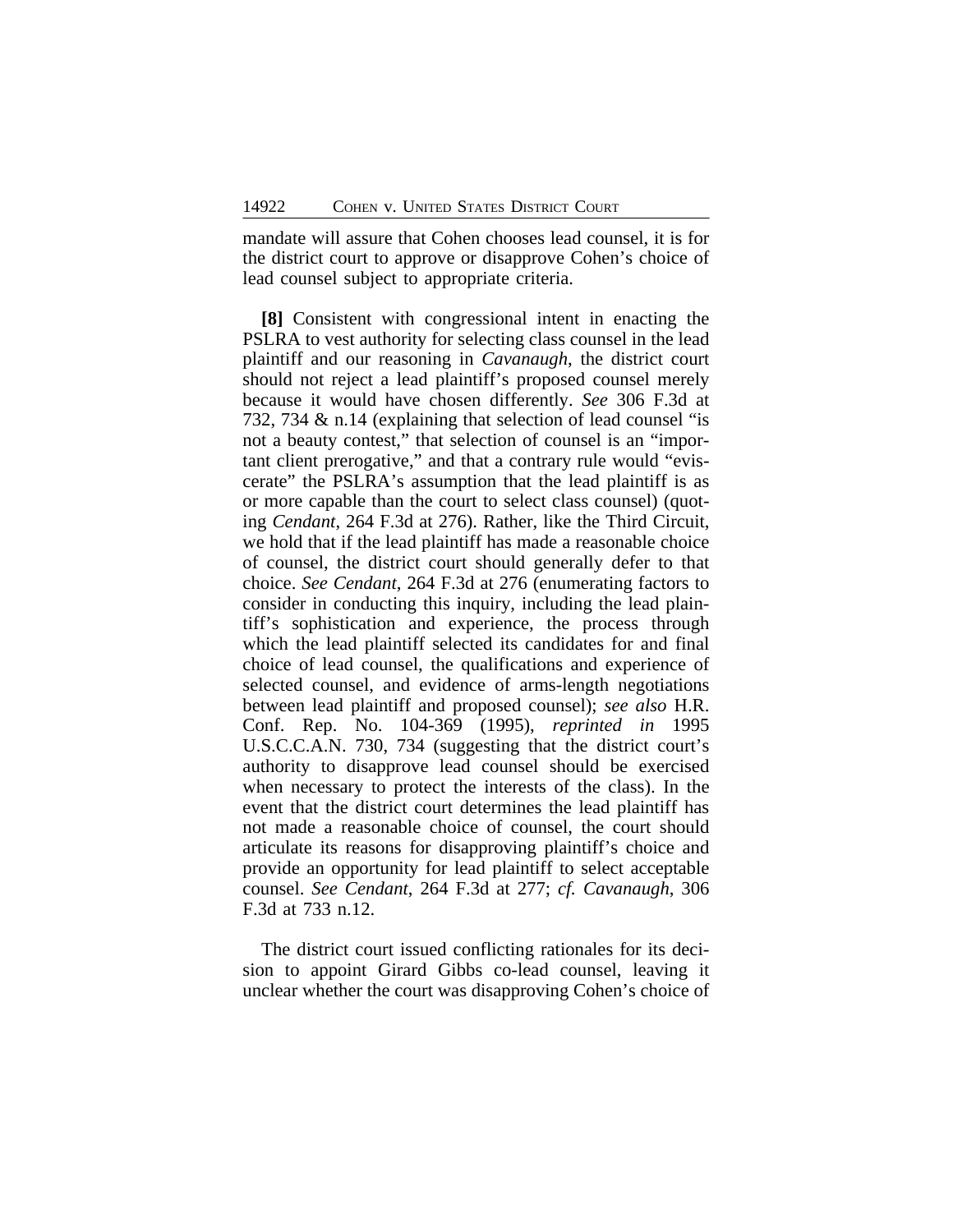mandate will assure that Cohen chooses lead counsel, it is for the district court to approve or disapprove Cohen's choice of lead counsel subject to appropriate criteria.

**[8]** Consistent with congressional intent in enacting the PSLRA to vest authority for selecting class counsel in the lead plaintiff and our reasoning in *Cavanaugh*, the district court should not reject a lead plaintiff's proposed counsel merely because it would have chosen differently. *See* 306 F.3d at 732, 734 & n.14 (explaining that selection of lead counsel "is not a beauty contest," that selection of counsel is an "important client prerogative," and that a contrary rule would "eviscerate" the PSLRA's assumption that the lead plaintiff is as or more capable than the court to select class counsel) (quoting *Cendant*, 264 F.3d at 276). Rather, like the Third Circuit, we hold that if the lead plaintiff has made a reasonable choice of counsel, the district court should generally defer to that choice. *See Cendant*, 264 F.3d at 276 (enumerating factors to consider in conducting this inquiry, including the lead plaintiff's sophistication and experience, the process through which the lead plaintiff selected its candidates for and final choice of lead counsel, the qualifications and experience of selected counsel, and evidence of arms-length negotiations between lead plaintiff and proposed counsel); *see also* H.R. Conf. Rep. No. 104-369 (1995), *reprinted in* 1995 U.S.C.C.A.N. 730, 734 (suggesting that the district court's authority to disapprove lead counsel should be exercised when necessary to protect the interests of the class). In the event that the district court determines the lead plaintiff has not made a reasonable choice of counsel, the court should articulate its reasons for disapproving plaintiff's choice and provide an opportunity for lead plaintiff to select acceptable counsel. *See Cendant*, 264 F.3d at 277; *cf. Cavanaugh*, 306 F.3d at 733 n.12.

The district court issued conflicting rationales for its decision to appoint Girard Gibbs co-lead counsel, leaving it unclear whether the court was disapproving Cohen's choice of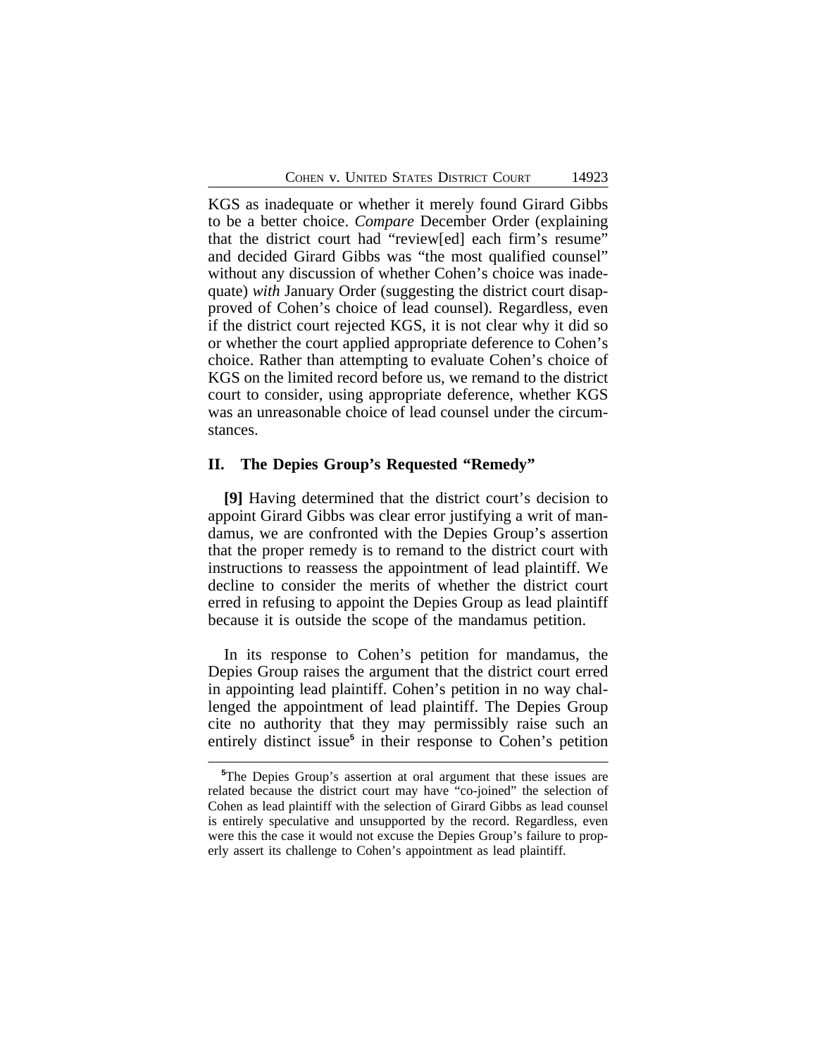KGS as inadequate or whether it merely found Girard Gibbs to be a better choice. *Compare* December Order (explaining that the district court had "review[ed] each firm's resume" and decided Girard Gibbs was "the most qualified counsel" without any discussion of whether Cohen's choice was inadequate) *with* January Order (suggesting the district court disapproved of Cohen's choice of lead counsel). Regardless, even if the district court rejected KGS, it is not clear why it did so or whether the court applied appropriate deference to Cohen's choice. Rather than attempting to evaluate Cohen's choice of KGS on the limited record before us, we remand to the district court to consider, using appropriate deference, whether KGS was an unreasonable choice of lead counsel under the circumstances.

## II. The Depies Group's Requested "Remedy"

**[9]** Having determined that the district court's decision to appoint Girard Gibbs was clear error justifying a writ of mandamus, we are confronted with the Depies Group's assertion that the proper remedy is to remand to the district court with instructions to reassess the appointment of lead plaintiff. We decline to consider the merits of whether the district court erred in refusing to appoint the Depies Group as lead plaintiff because it is outside the scope of the mandamus petition.

In its response to Cohen's petition for mandamus, the Depies Group raises the argument that the district court erred in appointing lead plaintiff. Cohen's petition in no way challenged the appointment of lead plaintiff. The Depies Group cite no authority that they may permissibly raise such an entirely distinct issue[5] in their response to Cohen's petition

[5]The Depies Group's assertion at oral argument that these issues are related because the district court may have "co-joined" the selection of Cohen as lead plaintiff with the selection of Girard Gibbs as lead counsel is entirely speculative and unsupported by the record. Regardless, even were this the case it would not excuse the Depies Group's failure to properly assert its challenge to Cohen's appointment as lead plaintiff.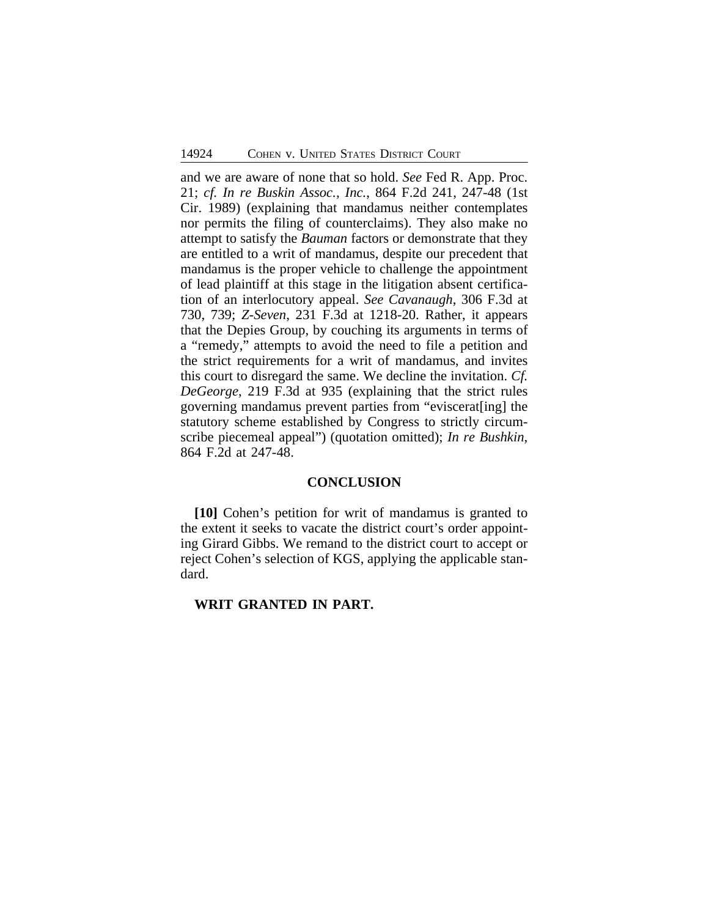and we are aware of none that so hold. *See* Fed R. App. Proc. 21; *cf. In re Buskin Assoc., Inc.*, 864 F.2d 241, 247-48 (1st Cir. 1989) (explaining that mandamus neither contemplates nor permits the filing of counterclaims). They also make no attempt to satisfy the *Bauman* factors or demonstrate that they are entitled to a writ of mandamus, despite our precedent that mandamus is the proper vehicle to challenge the appointment of lead plaintiff at this stage in the litigation absent certification of an interlocutory appeal. *See Cavanaugh*, 306 F.3d at 730, 739; *Z-Seven*, 231 F.3d at 1218-20. Rather, it appears that the Depies Group, by couching its arguments in terms of a "remedy," attempts to avoid the need to file a petition and the strict requirements for a writ of mandamus, and invites this court to disregard the same. We decline the invitation. *Cf. DeGeorge*, 219 F.3d at 935 (explaining that the strict rules governing mandamus prevent parties from "eviscerat[ing] the statutory scheme established by Congress to strictly circumscribe piecemeal appeal") (quotation omitted); *In re Bushkin*, 864 F.2d at 247-48.

## CONCLUSION

**[10]** Cohen's petition for writ of mandamus is granted to the extent it seeks to vacate the district court's order appointing Girard Gibbs. We remand to the district court to accept or reject Cohen's selection of KGS, applying the applicable standard.

**WRIT GRANTED IN PART.**